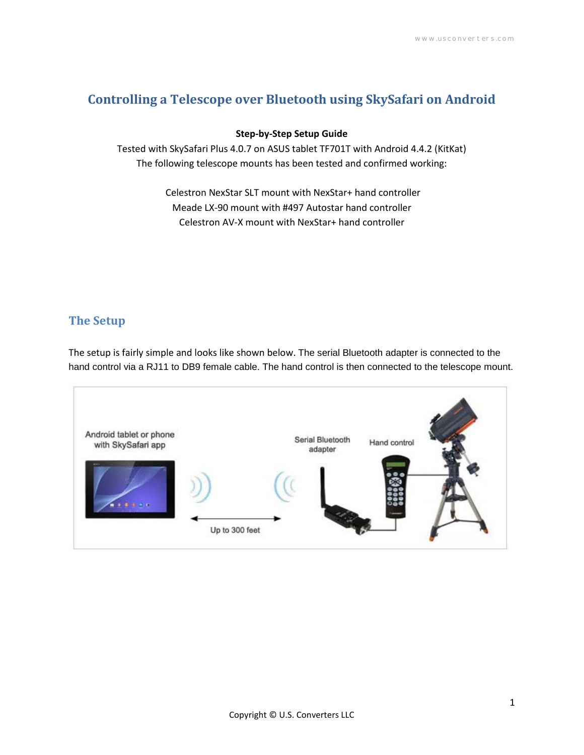# Controlling a Telescope over Bluetooth using SkySafari on Android

**Step-by-Step Setup Guide**

Tested with SkySafari Plus 4.0.7 on ASUS tablet TF701T with Android 4.4.2 (KitKat)
The following telescope mounts has been tested and confirmed working:

Celestron NexStar SLT mount with NexStar+ hand controller
Meade LX-90 mount with #497 Autostar hand controller
Celestron AV-X mount with NexStar+ hand controller

## The Setup

The setup is fairly simple and looks like shown below. The serial Bluetooth adapter is connected to the hand control via a RJ11 to DB9 female cable. The hand control is then connected to the telescope mount.

Android tablet or phone with SkySafari app

Up to 300 feet

Serial Bluetooth adapter

Hand control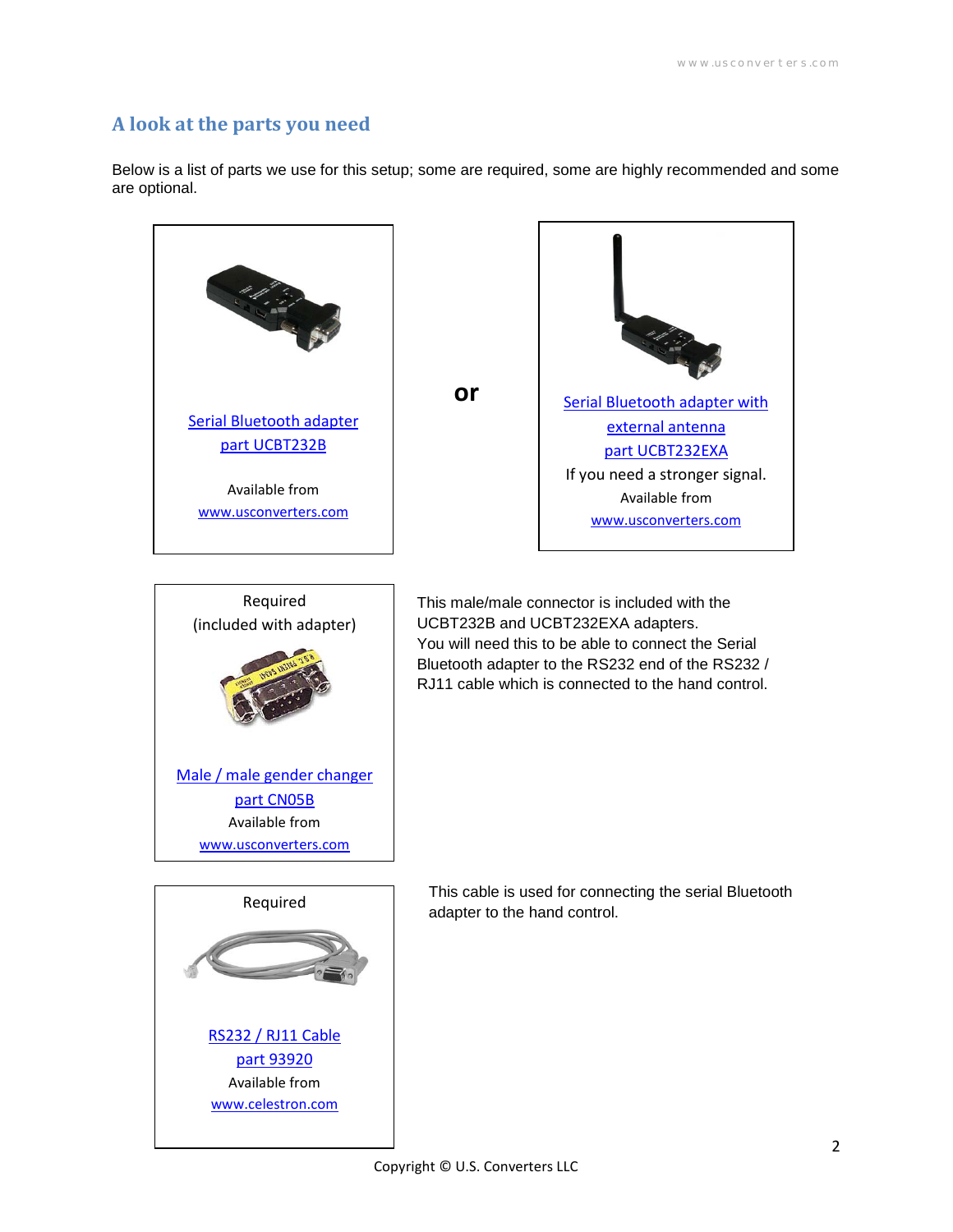## A look at the parts you need

Below is a list of parts we use for this setup; some are required, some are highly recommended and some are optional.

Serial Bluetooth adapter part UCBT232B

Available from www.usconverters.com

**or**

Serial Bluetooth adapter with external antenna part UCBT232EXA

If you need a stronger signal.

Available from www.usconverters.com

Required (included with adapter)

Male / male gender changer part CN05B

Available from www.usconverters.com

This male/male connector is included with the UCBT232B and UCBT232EXA adapters. You will need this to be able to connect the Serial Bluetooth adapter to the RS232 end of the RS232 / RJ11 cable which is connected to the hand control.

Required

RS232 / RJ11 Cable part 93920

Available from www.celestron.com

This cable is used for connecting the serial Bluetooth adapter to the hand control.

Copyright © U.S. Converters LLC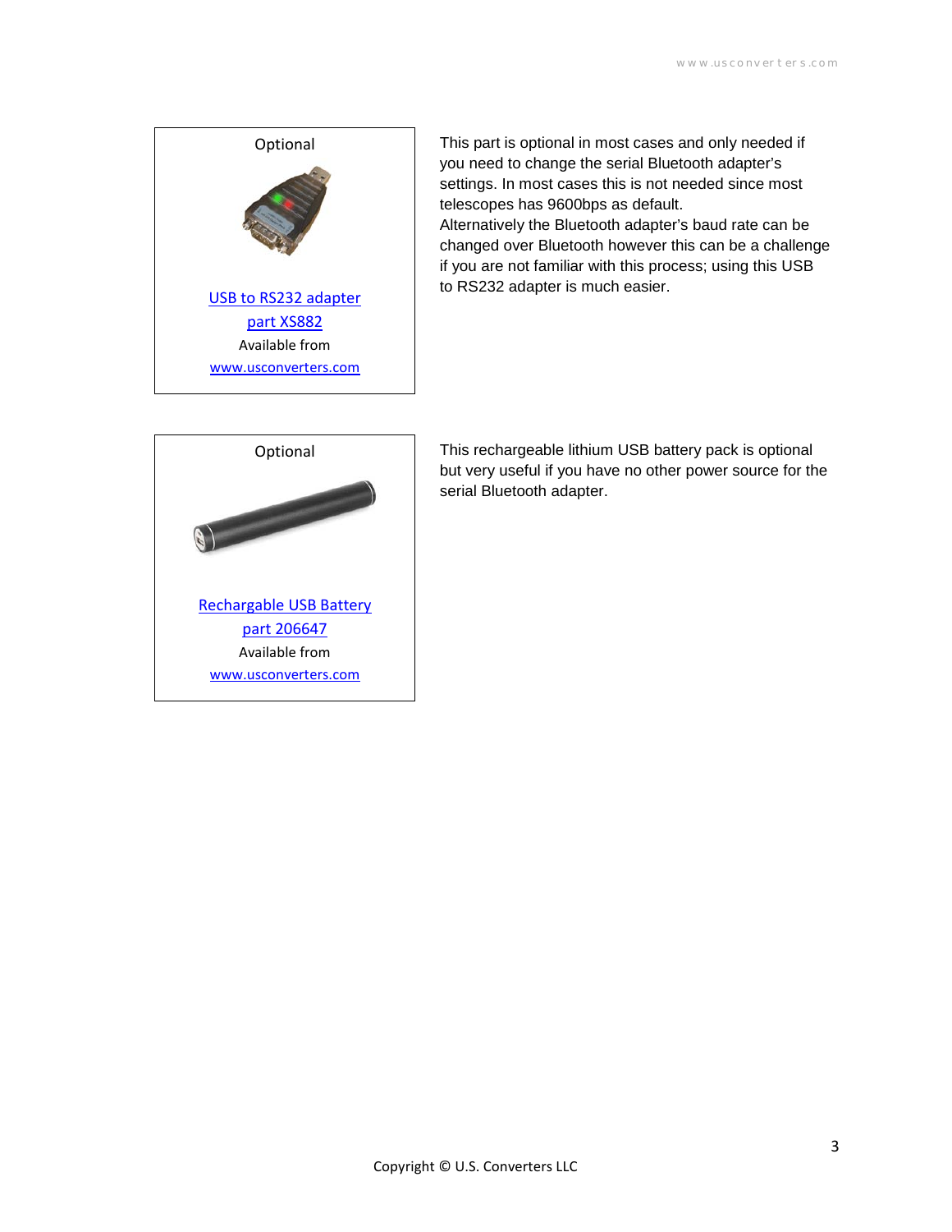Optional

[USB to RS232 adapter part XS882](http://www.usconverters.com)
Available from
[www.usconverters.com](http://www.usconverters.com)

This part is optional in most cases and only needed if you need to change the serial Bluetooth adapter's settings. In most cases this is not needed since most telescopes has 9600bps as default.
Alternatively the Bluetooth adapter's baud rate can be changed over Bluetooth however this can be a challenge if you are not familiar with this process; using this USB to RS232 adapter is much easier.

Optional

[Rechargable USB Battery part 206647](http://www.usconverters.com)
Available from
[www.usconverters.com](http://www.usconverters.com)

This rechargeable lithium USB battery pack is optional but very useful if you have no other power source for the serial Bluetooth adapter.

Copyright © U.S. Converters LLC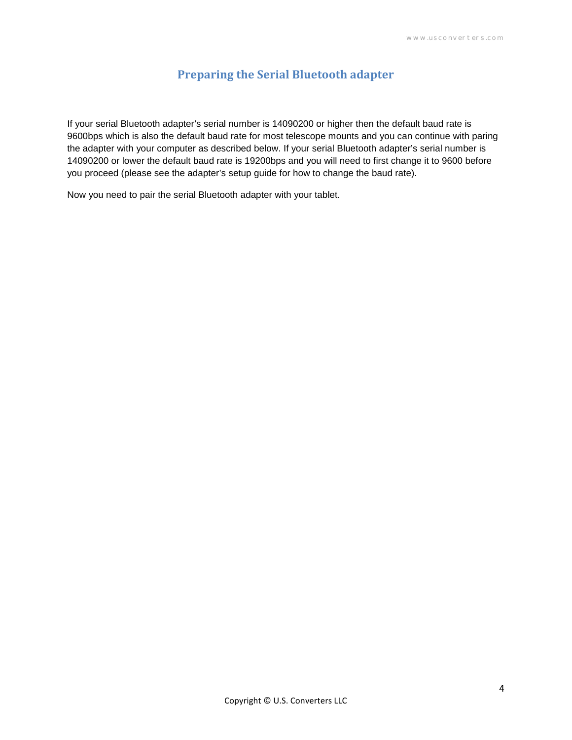## Preparing the Serial Bluetooth adapter

If your serial Bluetooth adapter's serial number is 14090200 or higher then the default baud rate is 9600bps which is also the default baud rate for most telescope mounts and you can continue with paring the adapter with your computer as described below. If your serial Bluetooth adapter's serial number is 14090200 or lower the default baud rate is 19200bps and you will need to first change it to 9600 before you proceed (please see the adapter's setup guide for how to change the baud rate).

Now you need to pair the serial Bluetooth adapter with your tablet.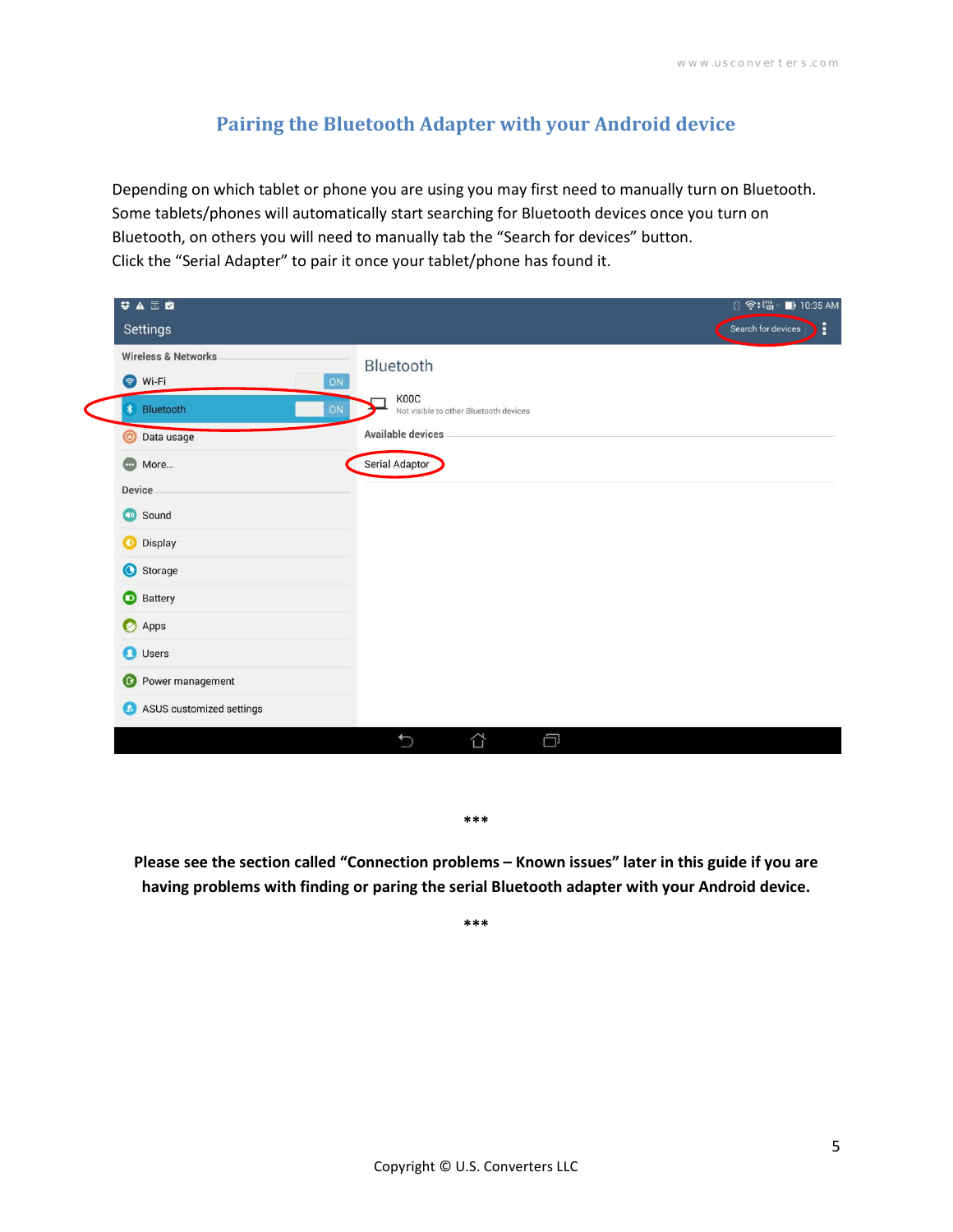## Pairing the Bluetooth Adapter with your Android device

Depending on which tablet or phone you are using you may first need to manually turn on Bluetooth. Some tablets/phones will automatically start searching for Bluetooth devices once you turn on Bluetooth, on others you will need to manually tab the “Search for devices” button.
Click the “Serial Adapter” to pair it once your tablet/phone has found it.

\*\*\*

**Please see the section called “Connection problems – Known issues” later in this guide if you are having problems with finding or paring the serial Bluetooth adapter with your Android device.**

\*\*\*

Copyright © U.S. Converters LLC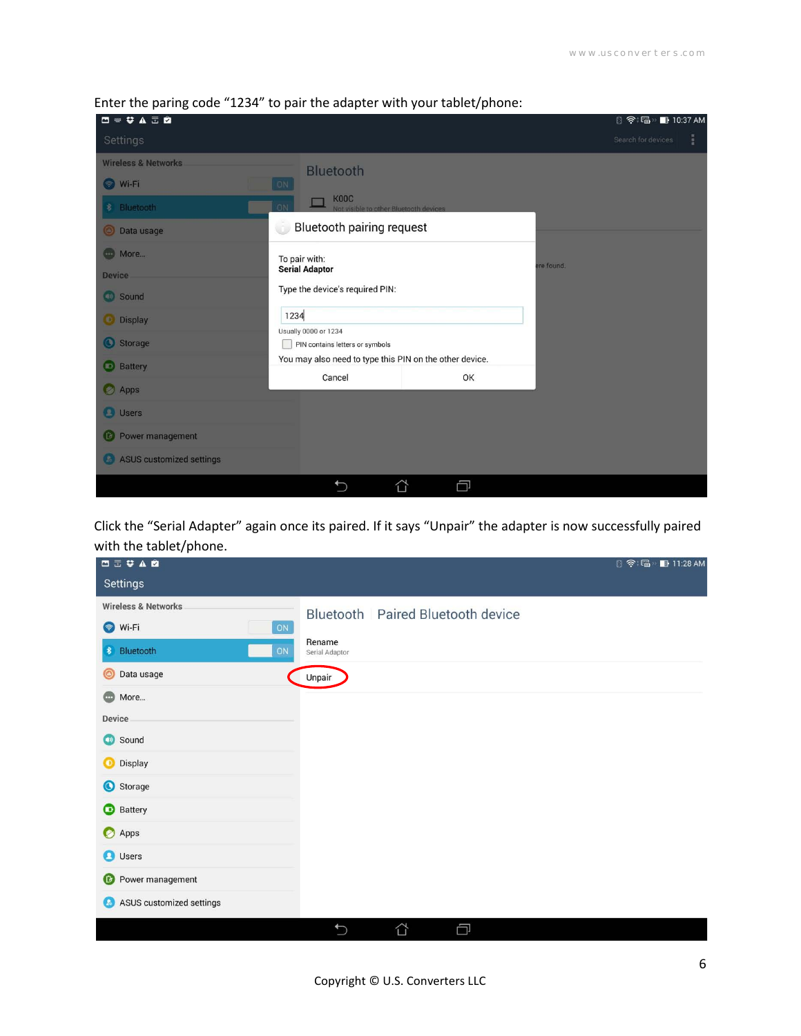Enter the paring code “1234” to pair the adapter with your tablet/phone:

Click the “Serial Adapter” again once its paired. If it says “Unpair” the adapter is now successfully paired with the tablet/phone.

Copyright © U.S. Converters LLC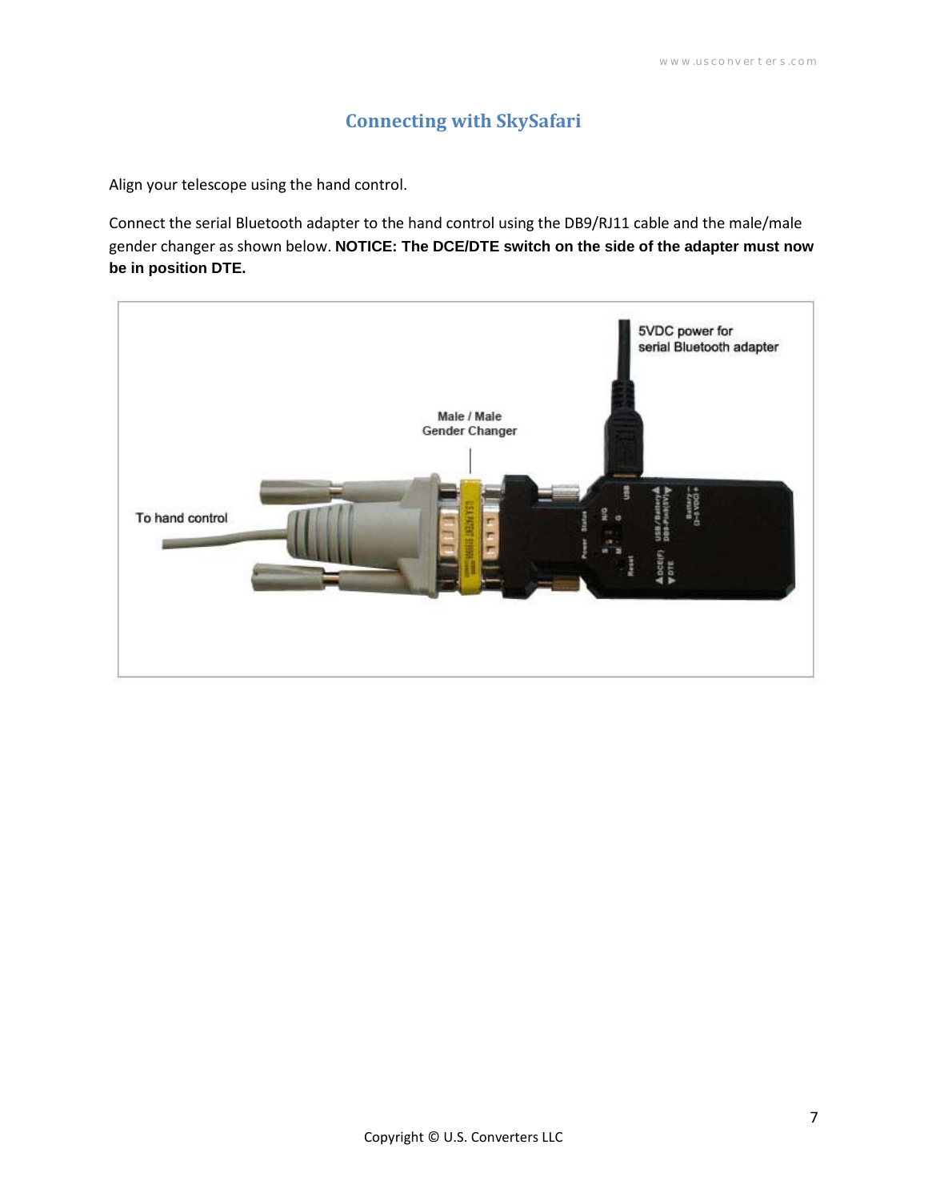## Connecting with SkySafari

Align your telescope using the hand control.

Connect the serial Bluetooth adapter to the hand control using the DB9/RJ11 cable and the male/male gender changer as shown below. **NOTICE: The DCE/DTE switch on the side of the adapter must now be in position DTE.**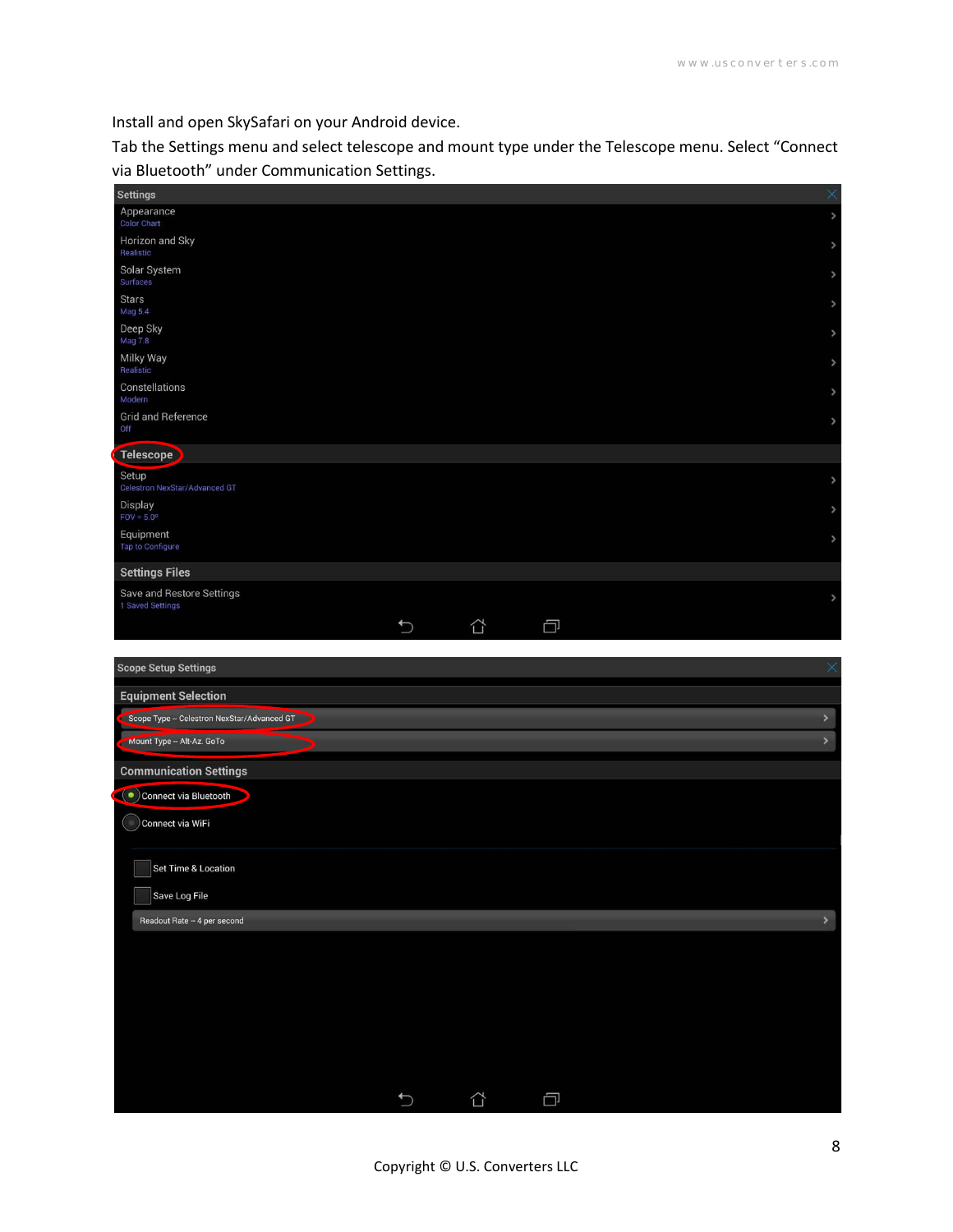Install and open SkySafari on your Android device.

Tab the Settings menu and select telescope and mount type under the Telescope menu. Select “Connect via Bluetooth” under Communication Settings.

Settings

Appearance
Color Chart

Horizon and Sky
Realistic

Solar System
Surfaces

Stars
Mag 5.4

Deep Sky
Mag 7.8

Milky Way
Realistic

Constellations
Modern

Grid and Reference
Off

Telescope

Setup
Celestron NexStar/Advanced GT

Display
FOV = 5.0°

Equipment
Tap to Configure

Settings Files

Save and Restore Settings
1 Saved Settings

Scope Setup Settings

Equipment Selection

Scope Type – Celestron NexStar/Advanced GT

Mount Type – Alt-Az. GoTo

Communication Settings

Connect via Bluetooth

Connect via WiFi

Set Time & Location

Save Log File

Readout Rate – 4 per second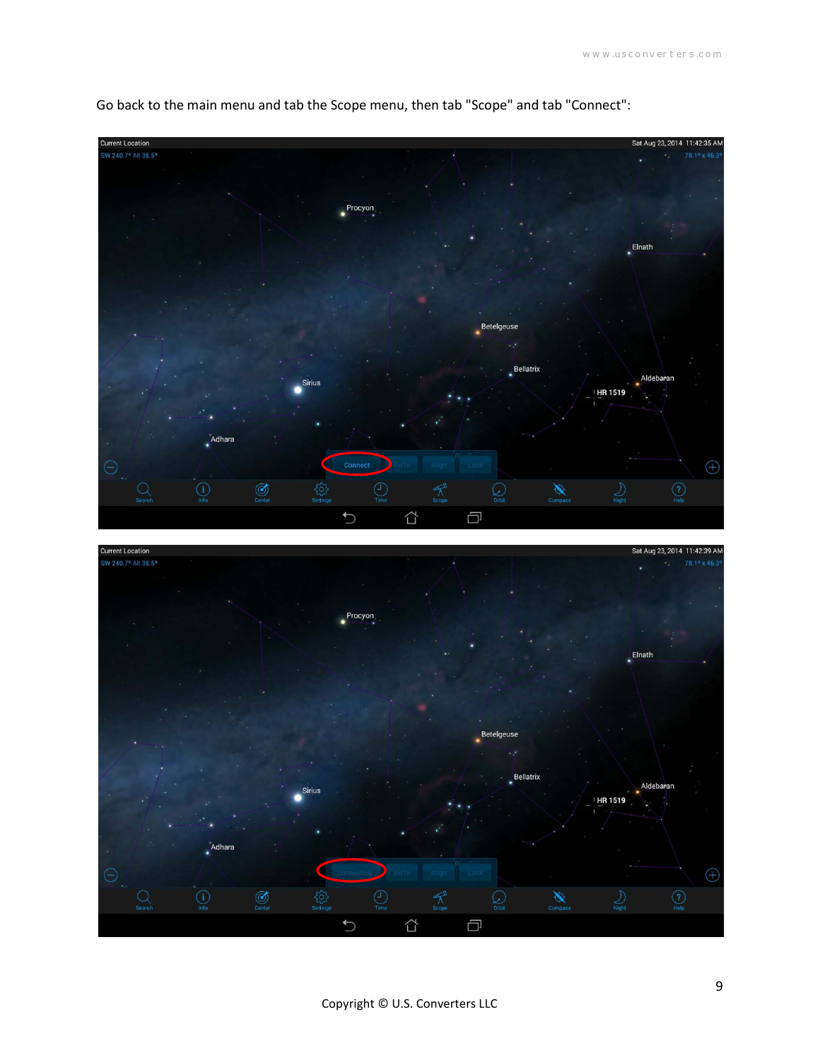Go back to the main menu and tab the Scope menu, then tab "Scope" and tab "Connect":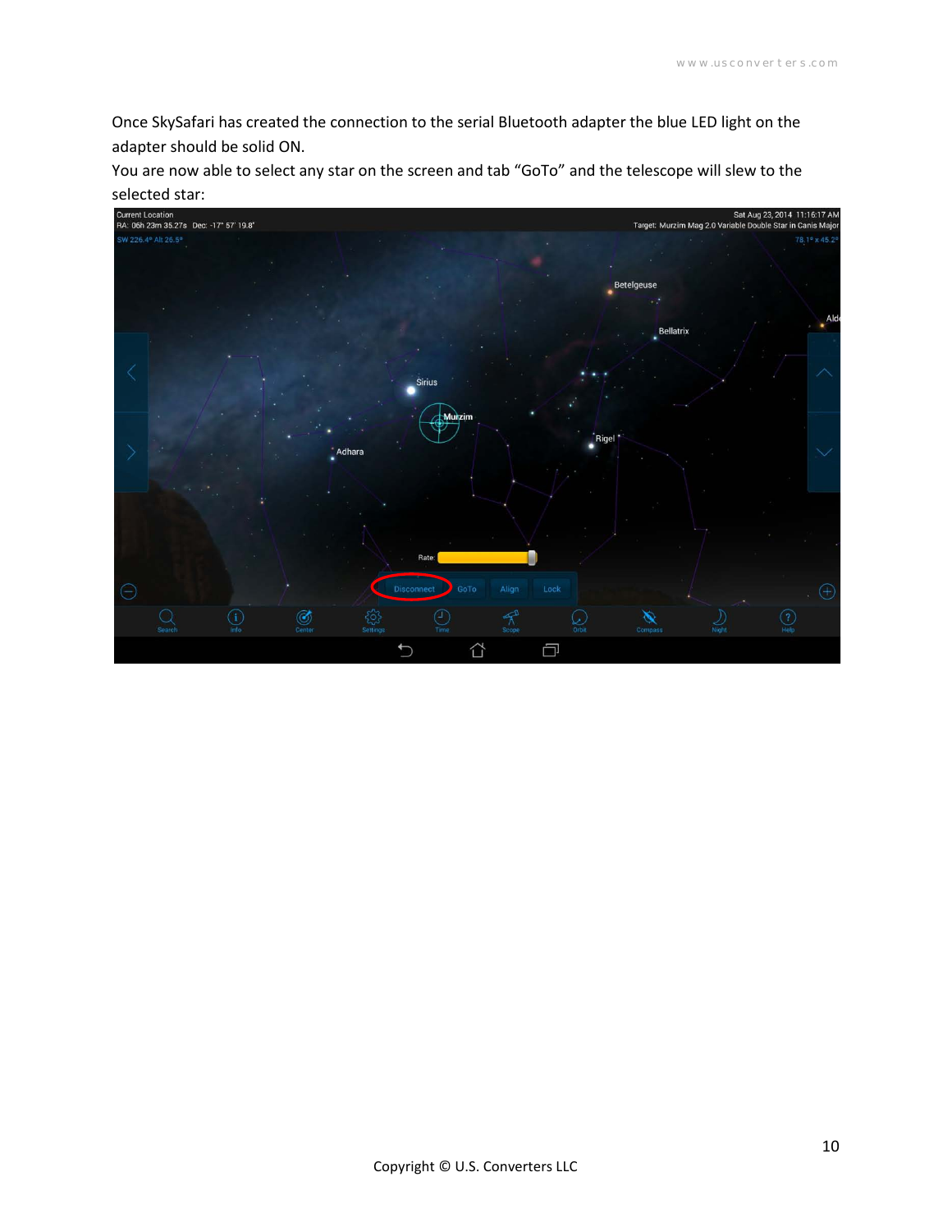Once SkySafari has created the connection to the serial Bluetooth adapter the blue LED light on the adapter should be solid ON.

You are now able to select any star on the screen and tab "GoTo" and the telescope will slew to the selected star: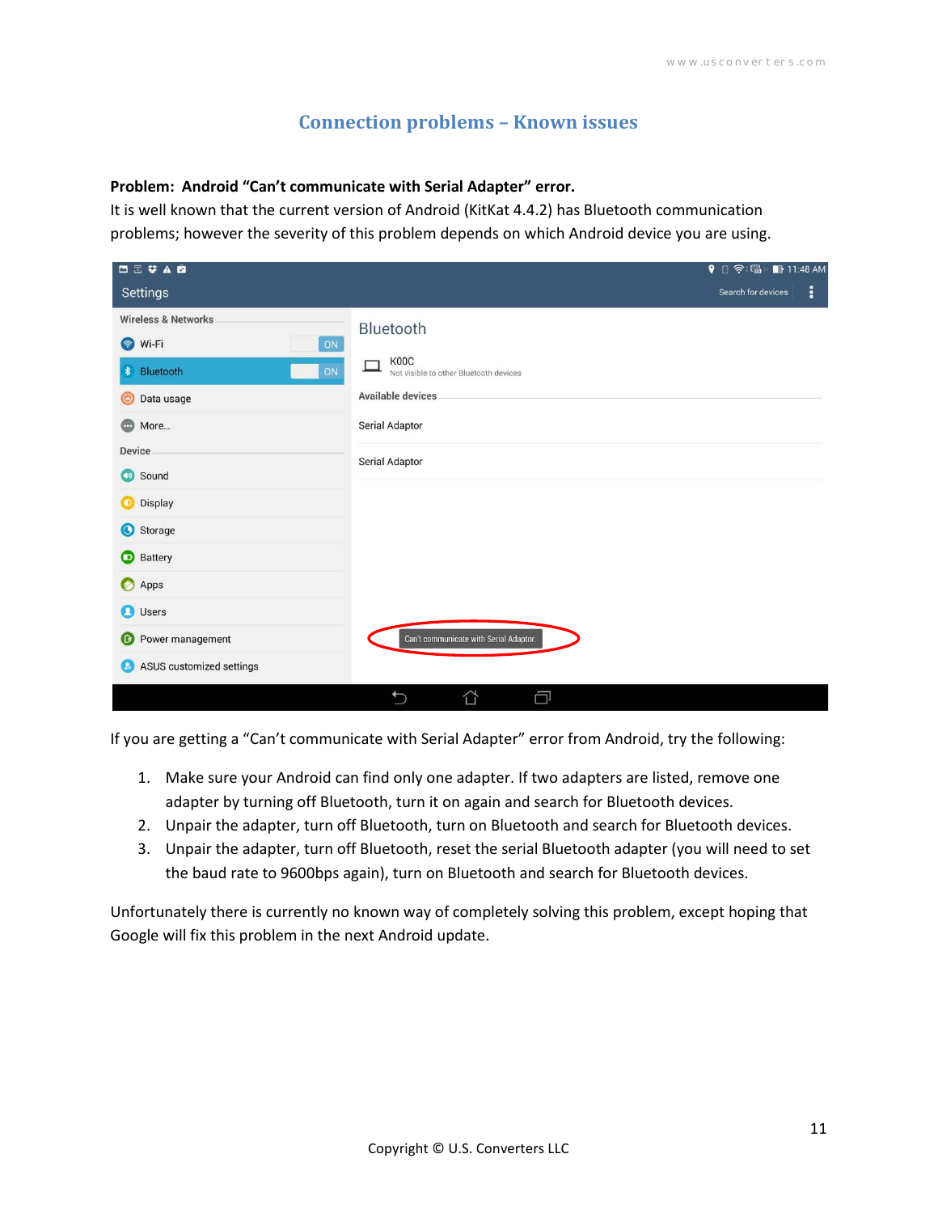## Connection problems – Known issues

**Problem: Android "Can't communicate with Serial Adapter" error.**

It is well known that the current version of Android (KitKat 4.4.2) has Bluetooth communication problems; however the severity of this problem depends on which Android device you are using.

If you are getting a "Can't communicate with Serial Adapter" error from Android, try the following:

1. Make sure your Android can find only one adapter. If two adapters are listed, remove one adapter by turning off Bluetooth, turn it on again and search for Bluetooth devices.
2. Unpair the adapter, turn off Bluetooth, turn on Bluetooth and search for Bluetooth devices.
3. Unpair the adapter, turn off Bluetooth, reset the serial Bluetooth adapter (you will need to set the baud rate to 9600bps again), turn on Bluetooth and search for Bluetooth devices.

Unfortunately there is currently no known way of completely solving this problem, except hoping that Google will fix this problem in the next Android update.

Copyright © U.S. Converters LLC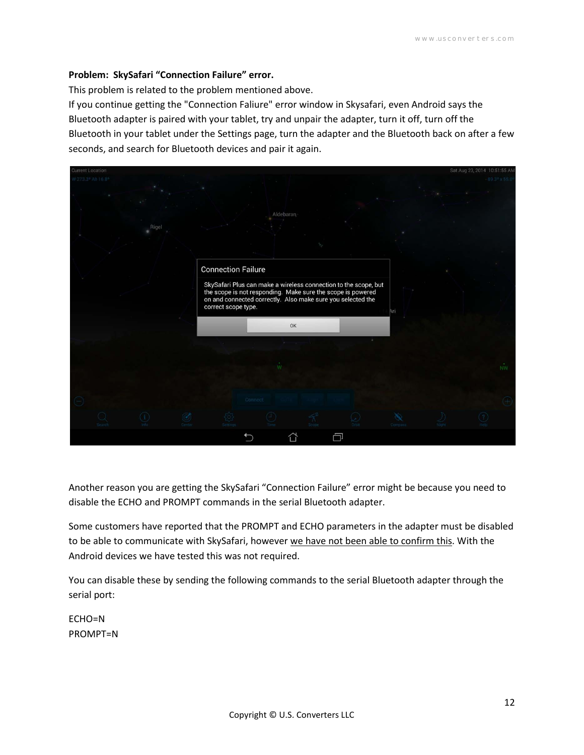**Problem: SkySafari "Connection Failure" error.**

This problem is related to the problem mentioned above.

If you continue getting the "Connection Faliure" error window in Skysafari, even Android says the Bluetooth adapter is paired with your tablet, try and unpair the adapter, turn it off, turn off the Bluetooth in your tablet under the Settings page, turn the adapter and the Bluetooth back on after a few seconds, and search for Bluetooth devices and pair it again.

Another reason you are getting the SkySafari "Connection Failure" error might be because you need to disable the ECHO and PROMPT commands in the serial Bluetooth adapter.

Some customers have reported that the PROMPT and ECHO parameters in the adapter must be disabled to be able to communicate with SkySafari, however <u>we have not been able to confirm this</u>. With the Android devices we have tested this was not required.

You can disable these by sending the following commands to the serial Bluetooth adapter through the serial port:

ECHO=N
PROMPT=N